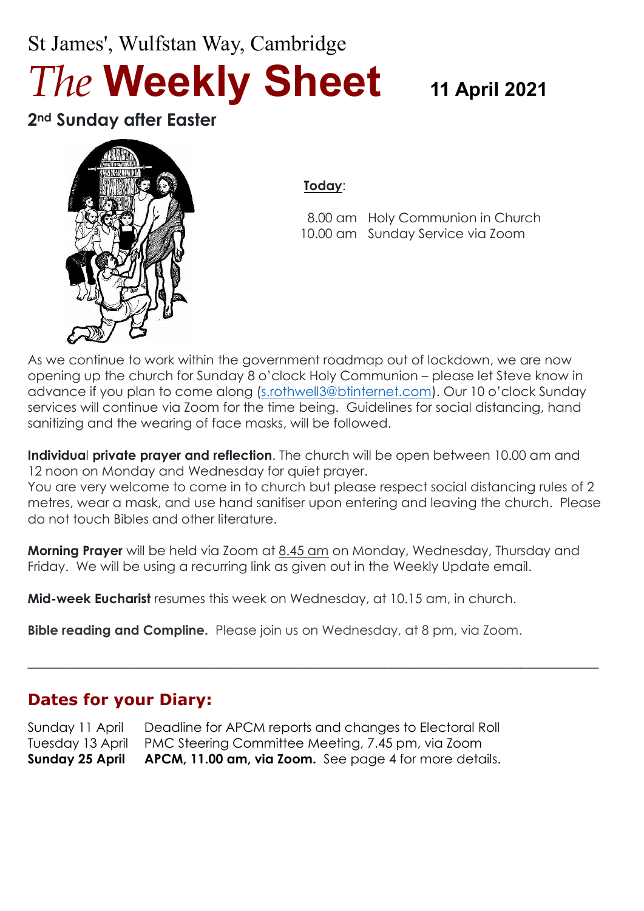St James', Wulfstan Way, Cambridge

# *The* **Weekly Sheet**

**11 April 2021**

## 2nd Sunday after Easter

**Today**:

| | |
|---|---|
| 8.00 am | Holy Communion in Church |
| 10.00 am | Sunday Service via Zoom |

As we continue to work within the government roadmap out of lockdown, we are now opening up the church for Sunday 8 o'clock Holy Communion – please let Steve know in advance if you plan to come along (s.rothwell3@btinternet.com). Our 10 o'clock Sunday services will continue via Zoom for the time being. Guidelines for social distancing, hand sanitizing and the wearing of face masks, will be followed.

**Individual private prayer and reflection**. The church will be open between 10.00 am and 12 noon on Monday and Wednesday for quiet prayer.
You are very welcome to come in to church but please respect social distancing rules of 2 metres, wear a mask, and use hand sanitiser upon entering and leaving the church. Please do not touch Bibles and other literature.

**Morning Prayer** will be held via Zoom at 8.45 am on Monday, Wednesday, Thursday and Friday. We will be using a recurring link as given out in the Weekly Update email.

**Mid-week Eucharist** resumes this week on Wednesday, at 10.15 am, in church.

**Bible reading and Compline.** Please join us on Wednesday, at 8 pm, via Zoom.

---

## Dates for your Diary:

| | |
|---|---|
| Sunday 11 April | Deadline for APCM reports and changes to Electoral Roll |
| Tuesday 13 April | PMC Steering Committee Meeting, 7.45 pm, via Zoom |
| **Sunday 25 April** | **APCM, 11.00 am, via Zoom.** See page 4 for more details. |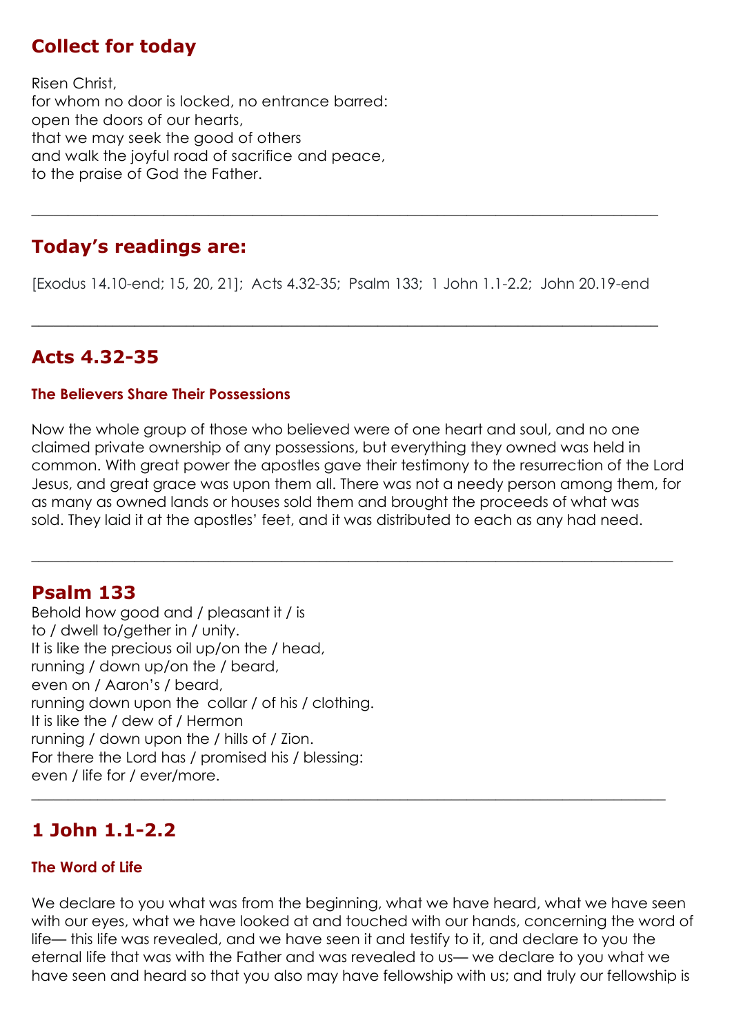## Collect for today

Risen Christ,
for whom no door is locked, no entrance barred:
open the doors of our hearts,
that we may seek the good of others
and walk the joyful road of sacrifice and peace,
to the praise of God the Father.

---

## Today's readings are:

[Exodus 14.10-end; 15, 20, 21]; Acts 4.32-35; Psalm 133; 1 John 1.1-2.2; John 20.19-end

---

## Acts 4.32-35

### The Believers Share Their Possessions

Now the whole group of those who believed were of one heart and soul, and no one claimed private ownership of any possessions, but everything they owned was held in common. With great power the apostles gave their testimony to the resurrection of the Lord Jesus, and great grace was upon them all. There was not a needy person among them, for as many as owned lands or houses sold them and brought the proceeds of what was sold. They laid it at the apostles' feet, and it was distributed to each as any had need.

---

## Psalm 133

Behold how good and / pleasant it / is
to / dwell to/gether in / unity.
It is like the precious oil up/on the / head,
running / down up/on the / beard,
even on / Aaron's / beard,
running down upon the collar / of his / clothing.
It is like the / dew of / Hermon
running / down upon the / hills of / Zion.
For there the Lord has / promised his / blessing:
even / life for / ever/more.

---

## 1 John 1.1-2.2

### The Word of Life

We declare to you what was from the beginning, what we have heard, what we have seen with our eyes, what we have looked at and touched with our hands, concerning the word of life— this life was revealed, and we have seen it and testify to it, and declare to you the eternal life that was with the Father and was revealed to us— we declare to you what we have seen and heard so that you also may have fellowship with us; and truly our fellowship is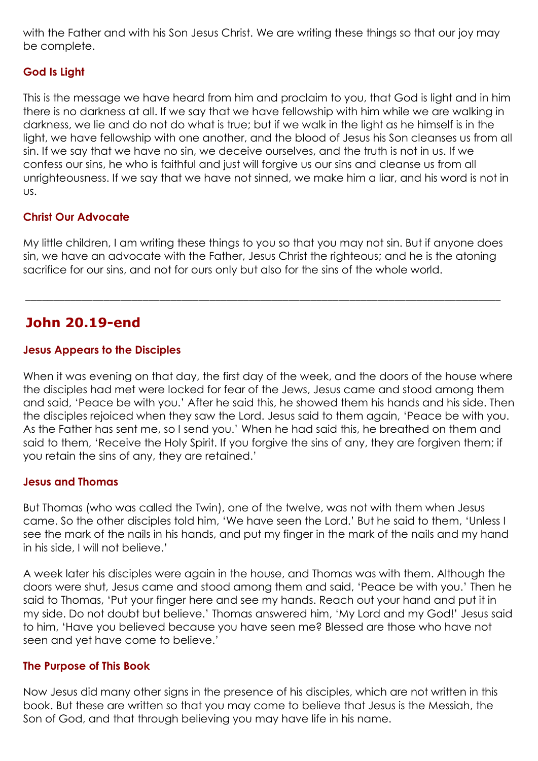with the Father and with his Son Jesus Christ. We are writing these things so that our joy may be complete.

### God Is Light

This is the message we have heard from him and proclaim to you, that God is light and in him there is no darkness at all. If we say that we have fellowship with him while we are walking in darkness, we lie and do not do what is true; but if we walk in the light as he himself is in the light, we have fellowship with one another, and the blood of Jesus his Son cleanses us from all sin. If we say that we have no sin, we deceive ourselves, and the truth is not in us. If we confess our sins, he who is faithful and just will forgive us our sins and cleanse us from all unrighteousness. If we say that we have not sinned, we make him a liar, and his word is not in us.

### Christ Our Advocate

My little children, I am writing these things to you so that you may not sin. But if anyone does sin, we have an advocate with the Father, Jesus Christ the righteous; and he is the atoning sacrifice for our sins, and not for ours only but also for the sins of the whole world.

---

## John 20.19-end

### Jesus Appears to the Disciples

When it was evening on that day, the first day of the week, and the doors of the house where the disciples had met were locked for fear of the Jews, Jesus came and stood among them and said, 'Peace be with you.' After he said this, he showed them his hands and his side. Then the disciples rejoiced when they saw the Lord. Jesus said to them again, 'Peace be with you. As the Father has sent me, so I send you.' When he had said this, he breathed on them and said to them, 'Receive the Holy Spirit. If you forgive the sins of any, they are forgiven them; if you retain the sins of any, they are retained.'

### Jesus and Thomas

But Thomas (who was called the Twin), one of the twelve, was not with them when Jesus came. So the other disciples told him, 'We have seen the Lord.' But he said to them, 'Unless I see the mark of the nails in his hands, and put my finger in the mark of the nails and my hand in his side, I will not believe.'

A week later his disciples were again in the house, and Thomas was with them. Although the doors were shut, Jesus came and stood among them and said, 'Peace be with you.' Then he said to Thomas, 'Put your finger here and see my hands. Reach out your hand and put it in my side. Do not doubt but believe.' Thomas answered him, 'My Lord and my God!' Jesus said to him, 'Have you believed because you have seen me? Blessed are those who have not seen and yet have come to believe.'

### The Purpose of This Book

Now Jesus did many other signs in the presence of his disciples, which are not written in this book. But these are written so that you may come to believe that Jesus is the Messiah, the Son of God, and that through believing you may have life in his name.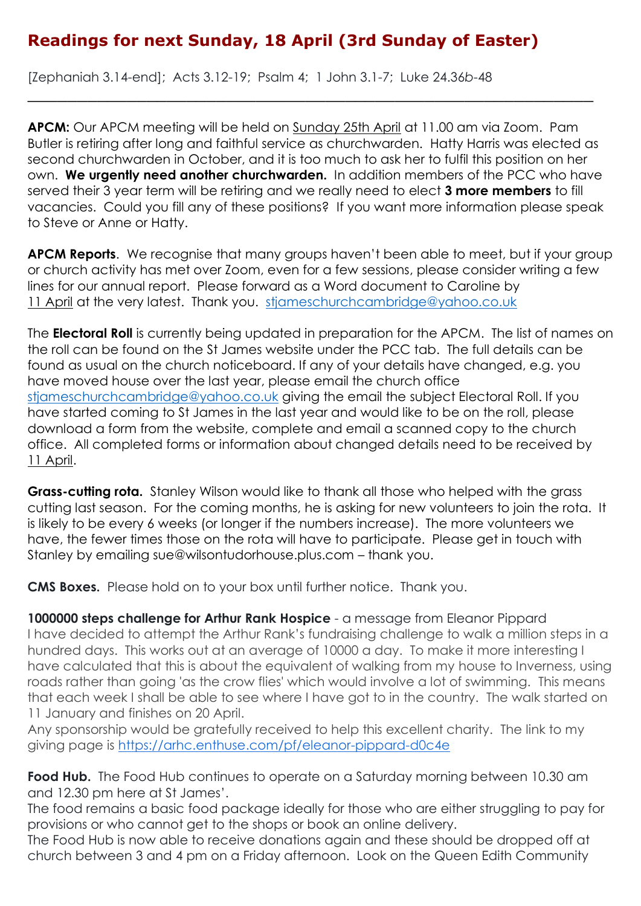# Readings for next Sunday, 18 April (3rd Sunday of Easter)

[Zephaniah 3.14-end]; Acts 3.12-19; Psalm 4; 1 John 3.1-7; Luke 24.36*b*-48

---

**APCM:** Our APCM meeting will be held on Sunday 25th April at 11.00 am via Zoom. Pam Butler is retiring after long and faithful service as churchwarden. Hatty Harris was elected as second churchwarden in October, and it is too much to ask her to fulfil this position on her own. **We urgently need another churchwarden.** In addition members of the PCC who have served their 3 year term will be retiring and we really need to elect **3 more members** to fill vacancies. Could you fill any of these positions? If you want more information please speak to Steve or Anne or Hatty.

**APCM Reports**. We recognise that many groups haven't been able to meet, but if your group or church activity has met over Zoom, even for a few sessions, please consider writing a few lines for our annual report. Please forward as a Word document to Caroline by 11 April at the very latest. Thank you. stjameschurchcambridge@yahoo.co.uk

The **Electoral Roll** is currently being updated in preparation for the APCM. The list of names on the roll can be found on the St James website under the PCC tab. The full details can be found as usual on the church noticeboard. If any of your details have changed, e.g. you have moved house over the last year, please email the church office stjameschurchcambridge@yahoo.co.uk giving the email the subject Electoral Roll. If you have started coming to St James in the last year and would like to be on the roll, please download a form from the website, complete and email a scanned copy to the church office. All completed forms or information about changed details need to be received by 11 April.

**Grass-cutting rota.** Stanley Wilson would like to thank all those who helped with the grass cutting last season. For the coming months, he is asking for new volunteers to join the rota. It is likely to be every 6 weeks (or longer if the numbers increase). The more volunteers we have, the fewer times those on the rota will have to participate. Please get in touch with Stanley by emailing sue@wilsontudorhouse.plus.com – thank you.

**CMS Boxes.** Please hold on to your box until further notice. Thank you.

**1000000 steps challenge for Arthur Rank Hospice** - a message from Eleanor Pippard
I have decided to attempt the Arthur Rank's fundraising challenge to walk a million steps in a hundred days. This works out at an average of 10000 a day. To make it more interesting I have calculated that this is about the equivalent of walking from my house to Inverness, using roads rather than going 'as the crow flies' which would involve a lot of swimming. This means that each week I shall be able to see where I have got to in the country. The walk started on 11 January and finishes on 20 April.
Any sponsorship would be gratefully received to help this excellent charity. The link to my giving page is https://arhc.enthuse.com/pf/eleanor-pippard-d0c4e

**Food Hub.** The Food Hub continues to operate on a Saturday morning between 10.30 am and 12.30 pm here at St James'.
The food remains a basic food package ideally for those who are either struggling to pay for provisions or who cannot get to the shops or book an online delivery.
The Food Hub is now able to receive donations again and these should be dropped off at church between 3 and 4 pm on a Friday afternoon. Look on the Queen Edith Community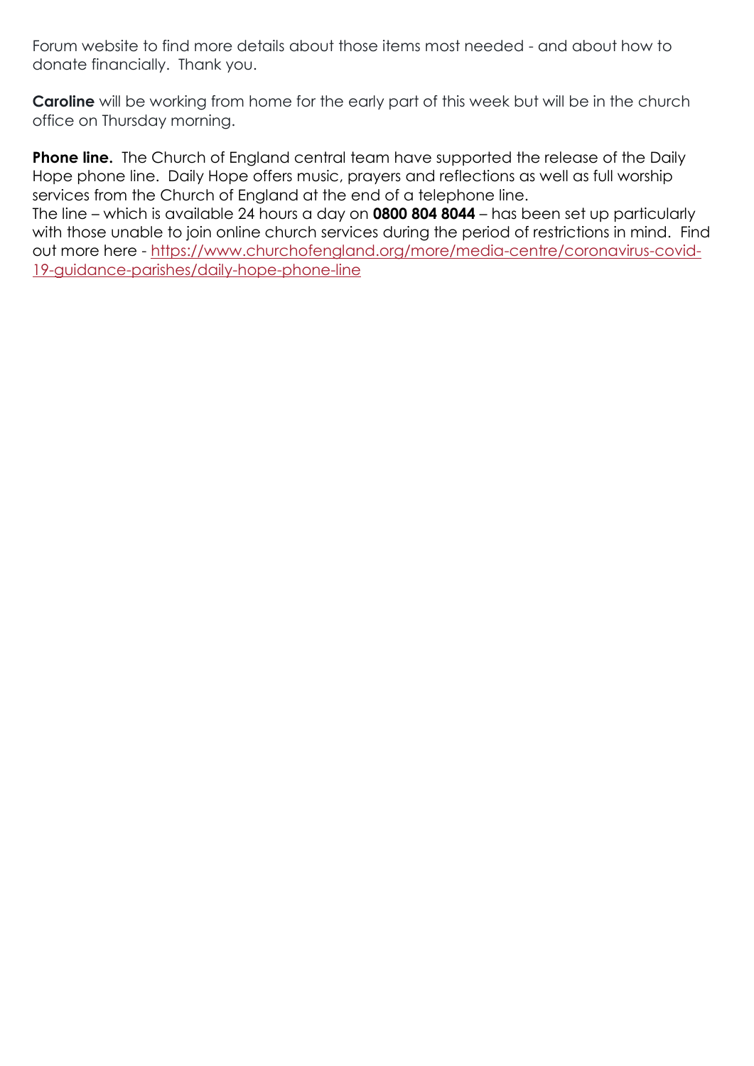Forum website to find more details about those items most needed - and about how to donate financially. Thank you.

**Caroline** will be working from home for the early part of this week but will be in the church office on Thursday morning.

**Phone line.** The Church of England central team have supported the release of the Daily Hope phone line. Daily Hope offers music, prayers and reflections as well as full worship services from the Church of England at the end of a telephone line.
The line – which is available 24 hours a day on **0800 804 8044** – has been set up particularly with those unable to join online church services during the period of restrictions in mind. Find out more here - [https://www.churchofengland.org/more/media-centre/coronavirus-covid-19-guidance-parishes/daily-hope-phone-line](https://www.churchofengland.org/more/media-centre/coronavirus-covid-19-guidance-parishes/daily-hope-phone-line)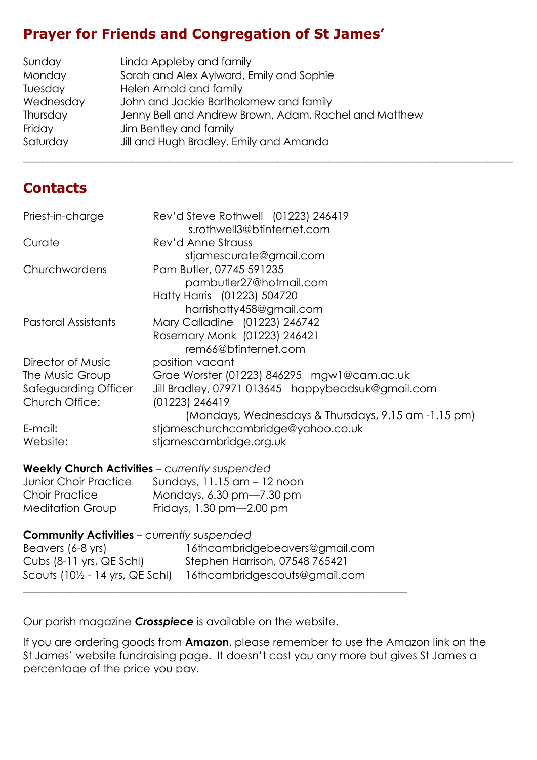## Prayer for Friends and Congregation of St James'

| | |
|---|---|
| Sunday | Linda Appleby and family |
| Monday | Sarah and Alex Aylward, Emily and Sophie |
| Tuesday | Helen Arnold and family |
| Wednesday | John and Jackie Bartholomew and family |
| Thursday | Jenny Bell and Andrew Brown, Adam, Rachel and Matthew |
| Friday | Jim Bentley and family |
| Saturday | Jill and Hugh Bradley, Emily and Amanda |

---

## Contacts

| | |
|---|---|
| Priest-in-charge | Rev'd Steve Rothwell (01223) 246419<br>s.rothwell3@btinternet.com |
| Curate | Rev'd Anne Strauss<br>stjamescurate@gmail.com |
| Churchwardens | Pam Butler, 07745 591235<br>pambutler27@hotmail.com<br>Hatty Harris (01223) 504720<br>harrishatty458@gmail.com |
| Pastoral Assistants | Mary Calladine (01223) 246742<br>Rosemary Monk (01223) 246421<br>rem66@btinternet.com |
| Director of Music | position vacant |
| The Music Group | Grae Worster (01223) 846295 mgw1@cam.ac.uk |
| Safeguarding Officer | Jill Bradley, 07971 013645 happybeadsuk@gmail.com |
| Church Office: | (01223) 246419<br>(Mondays, Wednesdays & Thursdays, 9.15 am -1.15 pm) |
| E-mail: | stjameschurchcambridge@yahoo.co.uk |
| Website: | stjamescambridge.org.uk |

**Weekly Church Activities** – *currently suspended*

| | |
|---|---|
| Junior Choir Practice | Sundays, 11.15 am – 12 noon |
| Choir Practice | Mondays, 6.30 pm—7.30 pm |
| Meditation Group | Fridays, 1.30 pm—2.00 pm |

**Community Activities** – *currently suspended*

| | |
|---|---|
| Beavers (6-8 yrs) | 16thcambridgebeavers@gmail.com |
| Cubs (8-11 yrs, QE Schl) | Stephen Harrison, 07548 765421 |
| Scouts (10½ - 14 yrs, QE Schl) | 16thcambridgescouts@gmail.com |

---

Our parish magazine ***Crosspiece*** is available on the website.

If you are ordering goods from **Amazon**, please remember to use the Amazon link on the St James' website fundraising page. It doesn't cost you any more but gives St James a percentage of the price you pay.